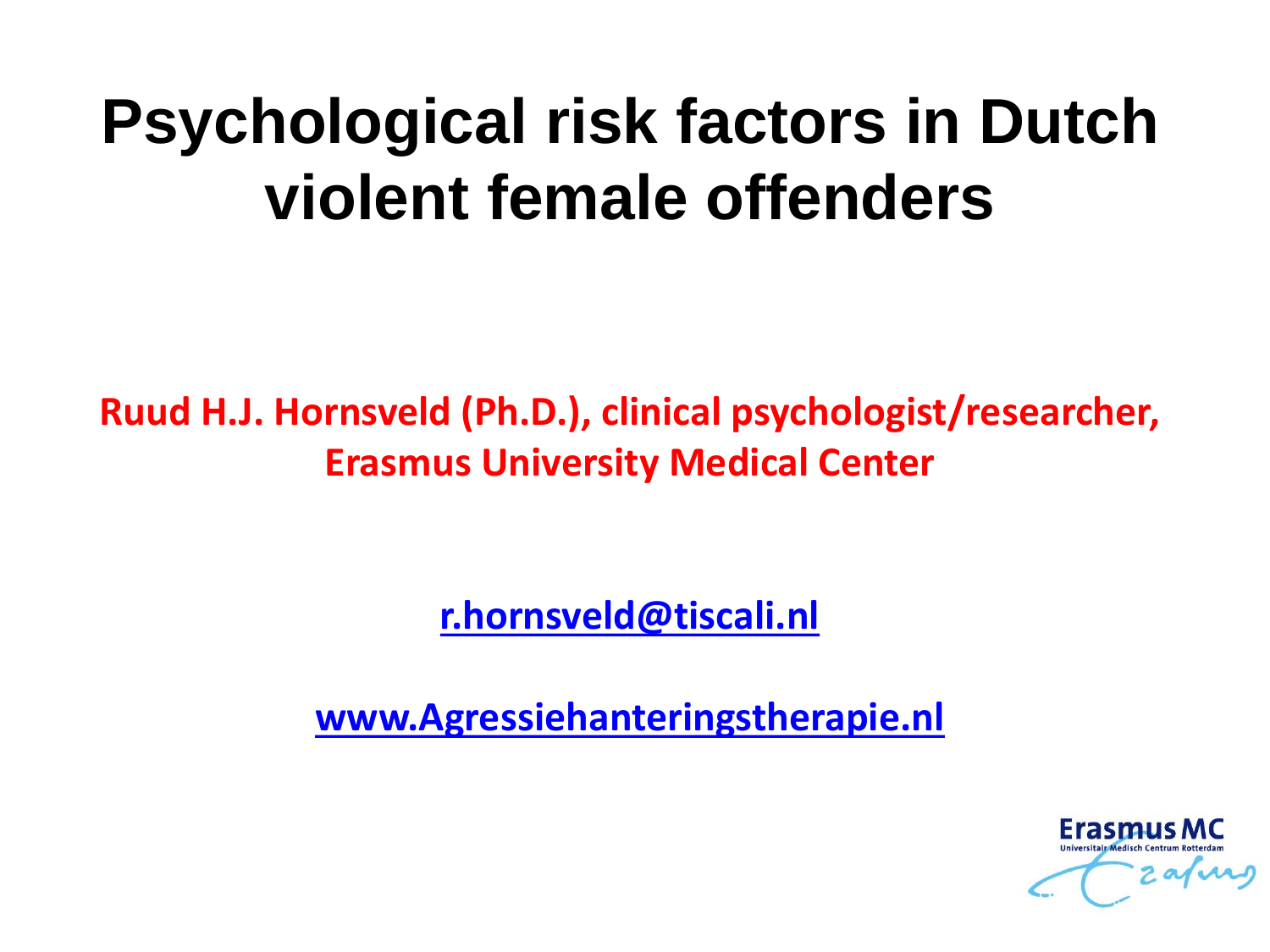# Psychological risk factors in Dutch violent female offenders

**Ruud H.J. Hornsveld (Ph.D.), clinical psychologist/researcher, Erasmus University Medical Center**

r.hornsveld@tiscali.nl

www.Agressiehanteringstherapie.nl

Erasmus MC
Universitair Medisch Centrum Rotterdam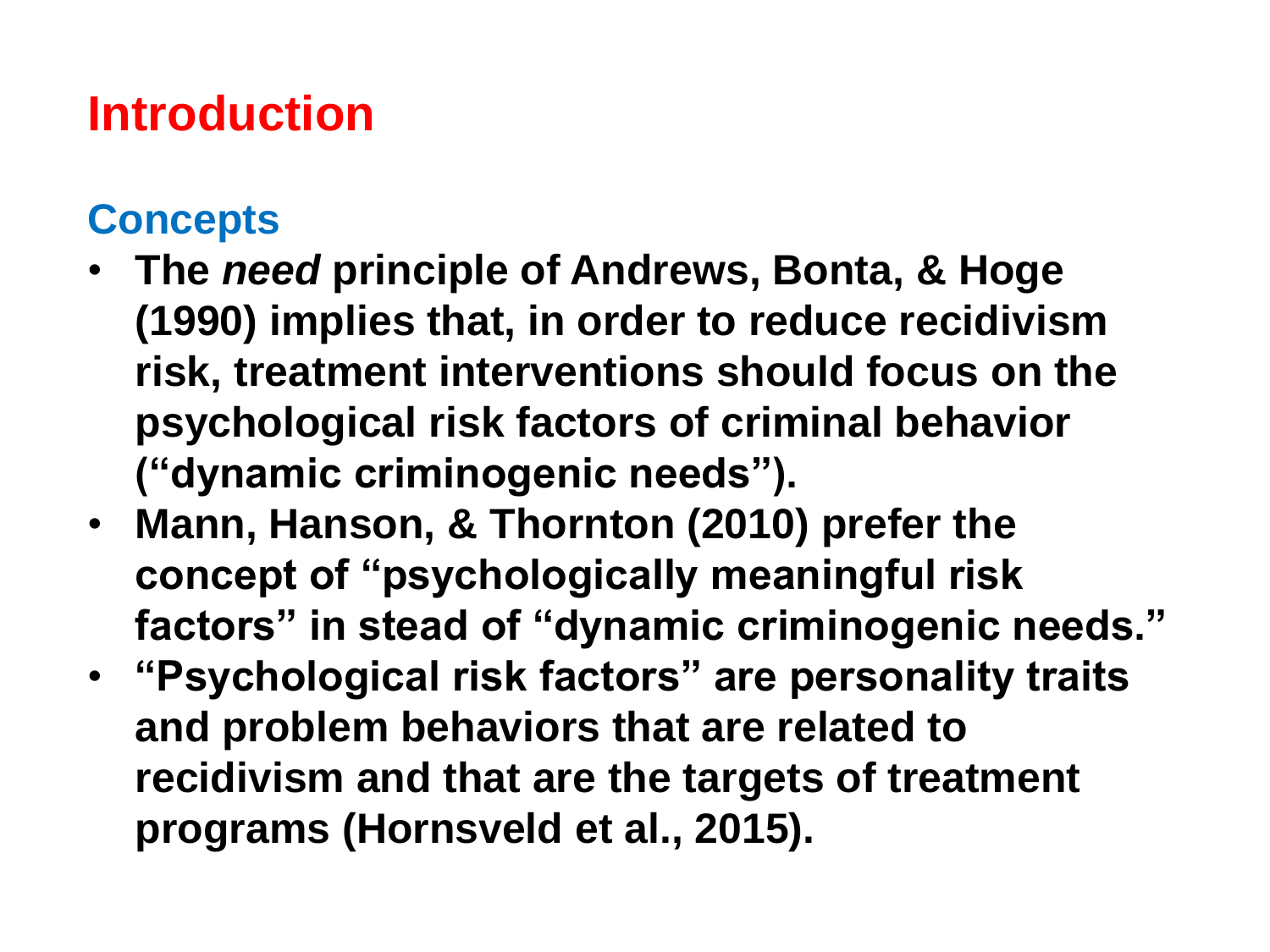# Introduction

## Concepts

- **The *need* principle of Andrews, Bonta, & Hoge (1990) implies that, in order to reduce recidivism risk, treatment interventions should focus on the psychological risk factors of criminal behavior ("dynamic criminogenic needs").**
- **Mann, Hanson, & Thornton (2010) prefer the concept of "psychologically meaningful risk factors" in stead of "dynamic criminogenic needs."**
- **"Psychological risk factors" are personality traits and problem behaviors that are related to recidivism and that are the targets of treatment programs (Hornsveld et al., 2015).**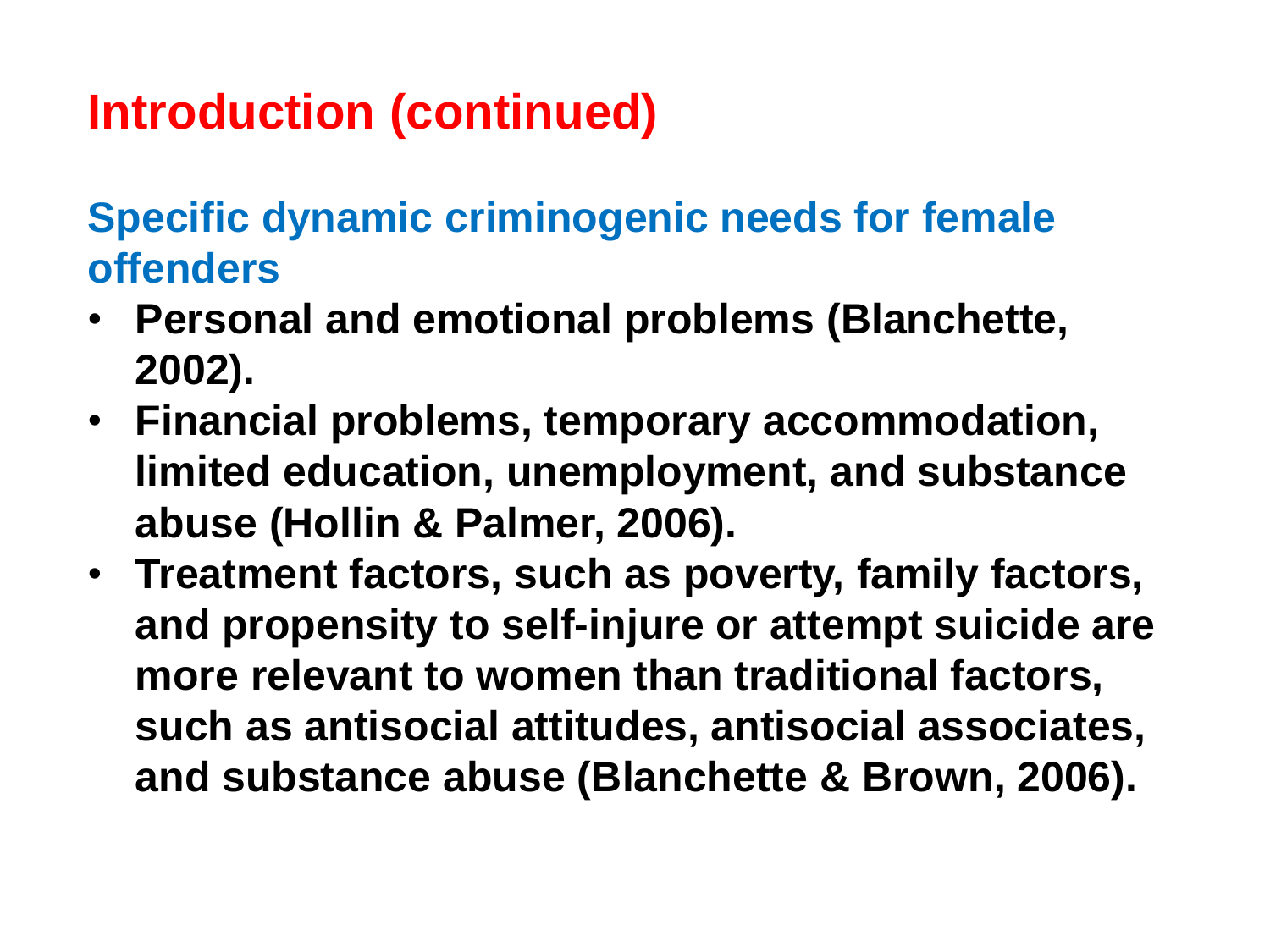# Introduction (continued)

## Specific dynamic criminogenic needs for female offenders

- **Personal and emotional problems (Blanchette, 2002).**
- **Financial problems, temporary accommodation, limited education, unemployment, and substance abuse (Hollin & Palmer, 2006).**
- **Treatment factors, such as poverty, family factors, and propensity to self-injure or attempt suicide are more relevant to women than traditional factors, such as antisocial attitudes, antisocial associates, and substance abuse (Blanchette & Brown, 2006).**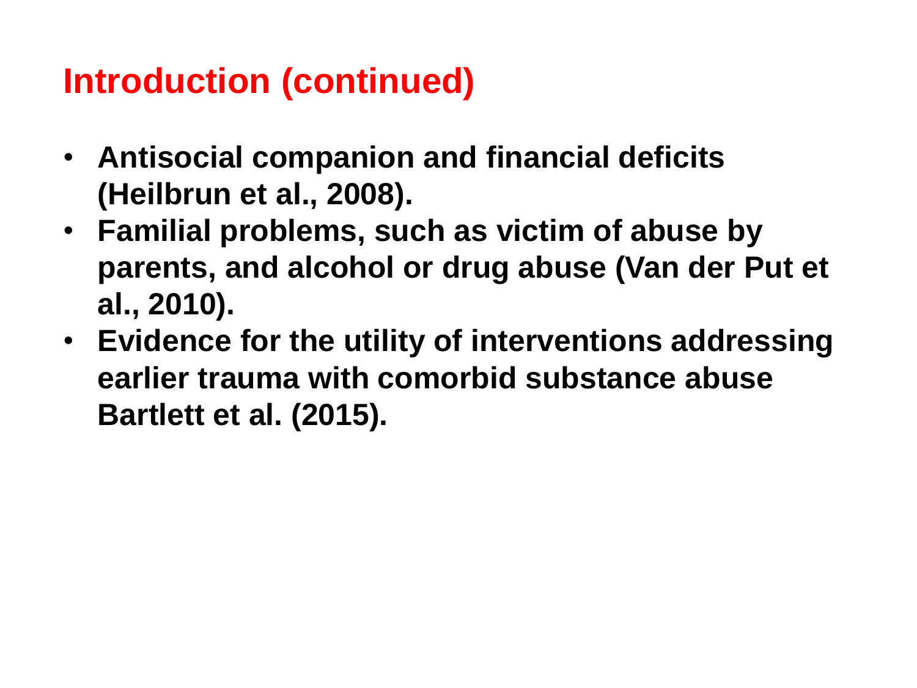## Introduction (continued)

- **Antisocial companion and financial deficits (Heilbrun et al., 2008).**
- **Familial problems, such as victim of abuse by parents, and alcohol or drug abuse (Van der Put et al., 2010).**
- **Evidence for the utility of interventions addressing earlier trauma with comorbid substance abuse Bartlett et al. (2015).**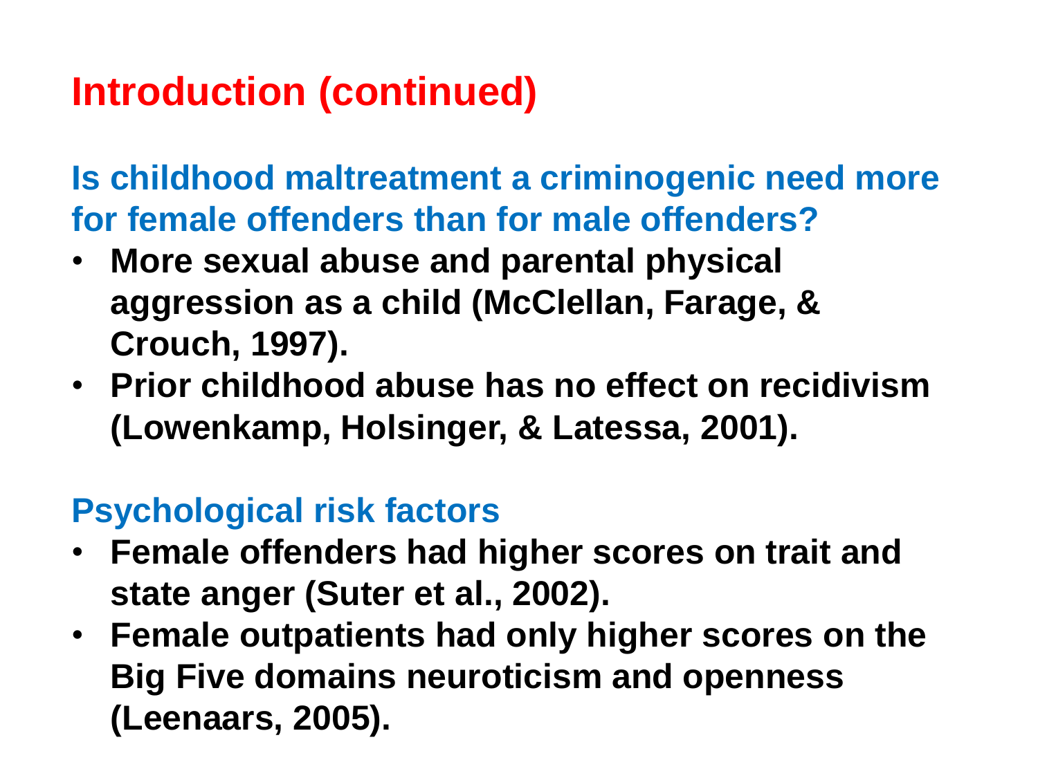# Introduction (continued)

## Is childhood maltreatment a criminogenic need more for female offenders than for male offenders?

- **More sexual abuse and parental physical aggression as a child (McClellan, Farage, & Crouch, 1997).**
- **Prior childhood abuse has no effect on recidivism (Lowenkamp, Holsinger, & Latessa, 2001).**

## Psychological risk factors

- **Female offenders had higher scores on trait and state anger (Suter et al., 2002).**
- **Female outpatients had only higher scores on the Big Five domains neuroticism and openness (Leenaars, 2005).**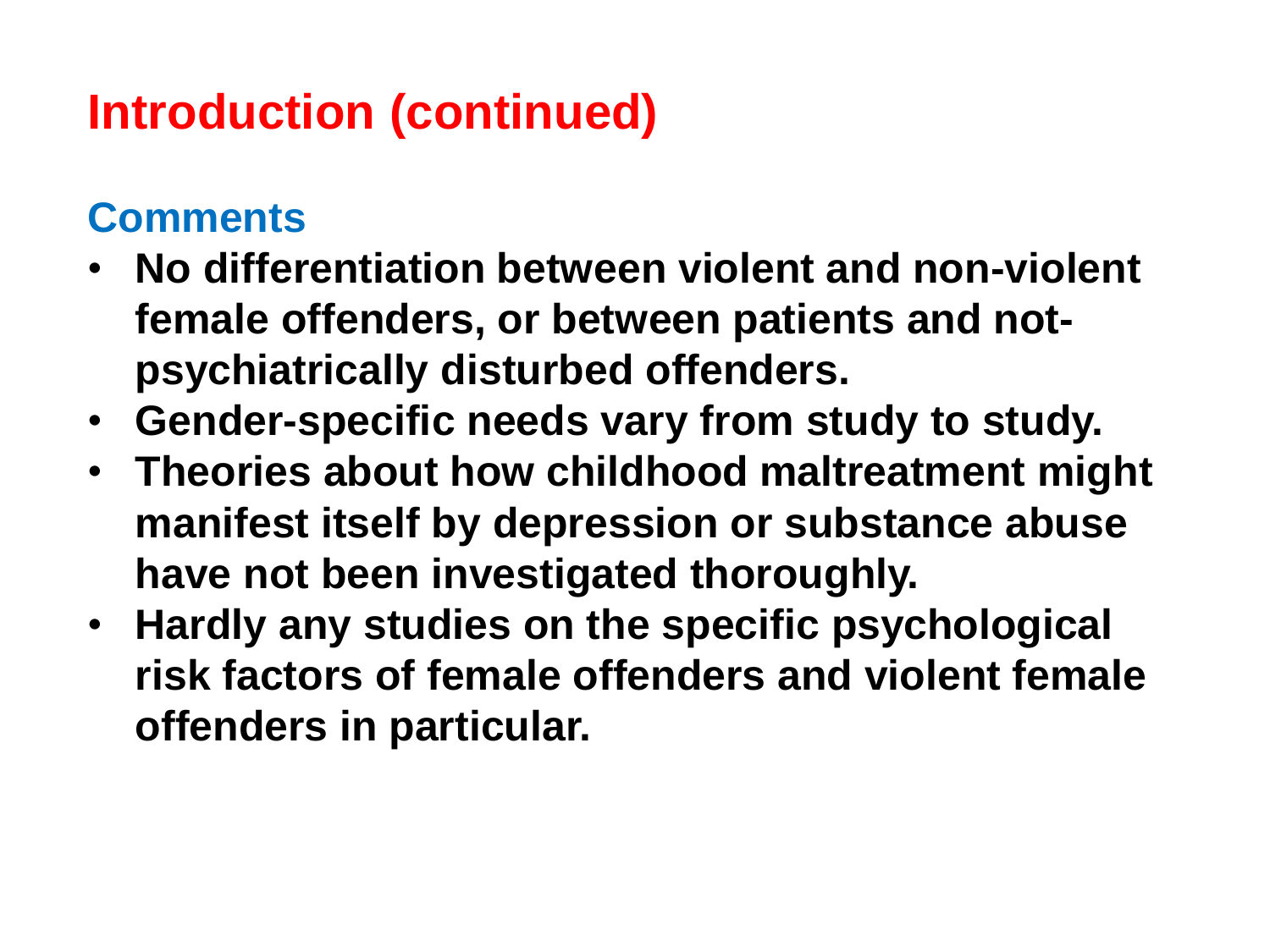# Introduction (continued)

## Comments

- **No differentiation between violent and non-violent female offenders, or between patients and not-psychiatrically disturbed offenders.**
- **Gender-specific needs vary from study to study.**
- **Theories about how childhood maltreatment might manifest itself by depression or substance abuse have not been investigated thoroughly.**
- **Hardly any studies on the specific psychological risk factors of female offenders and violent female offenders in particular.**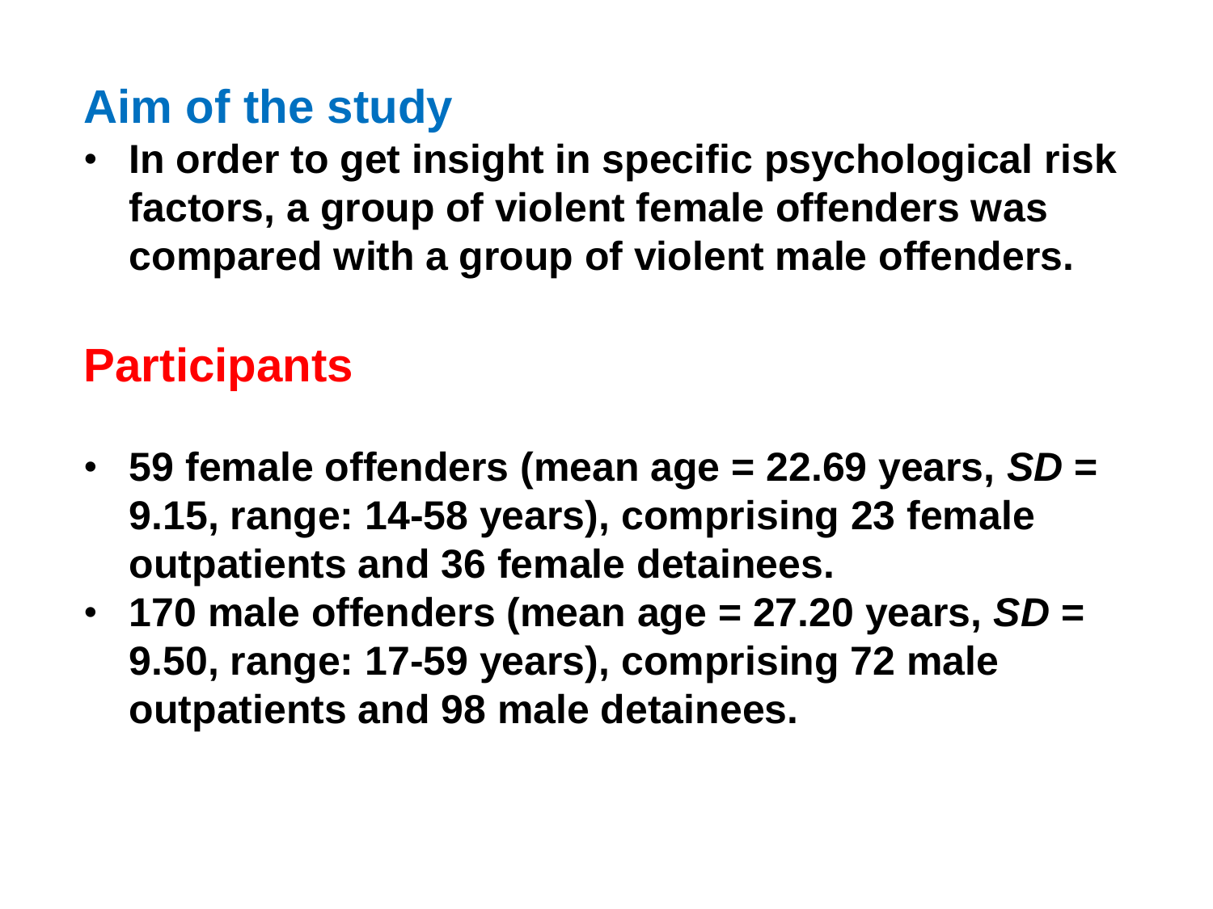## Aim of the study

- **In order to get insight in specific psychological risk factors, a group of violent female offenders was compared with a group of violent male offenders.**

## Participants

- **59 female offenders (mean age = 22.69 years, *SD* = 9.15, range: 14-58 years), comprising 23 female outpatients and 36 female detainees.**
- **170 male offenders (mean age = 27.20 years, *SD* = 9.50, range: 17-59 years), comprising 72 male outpatients and 98 male detainees.**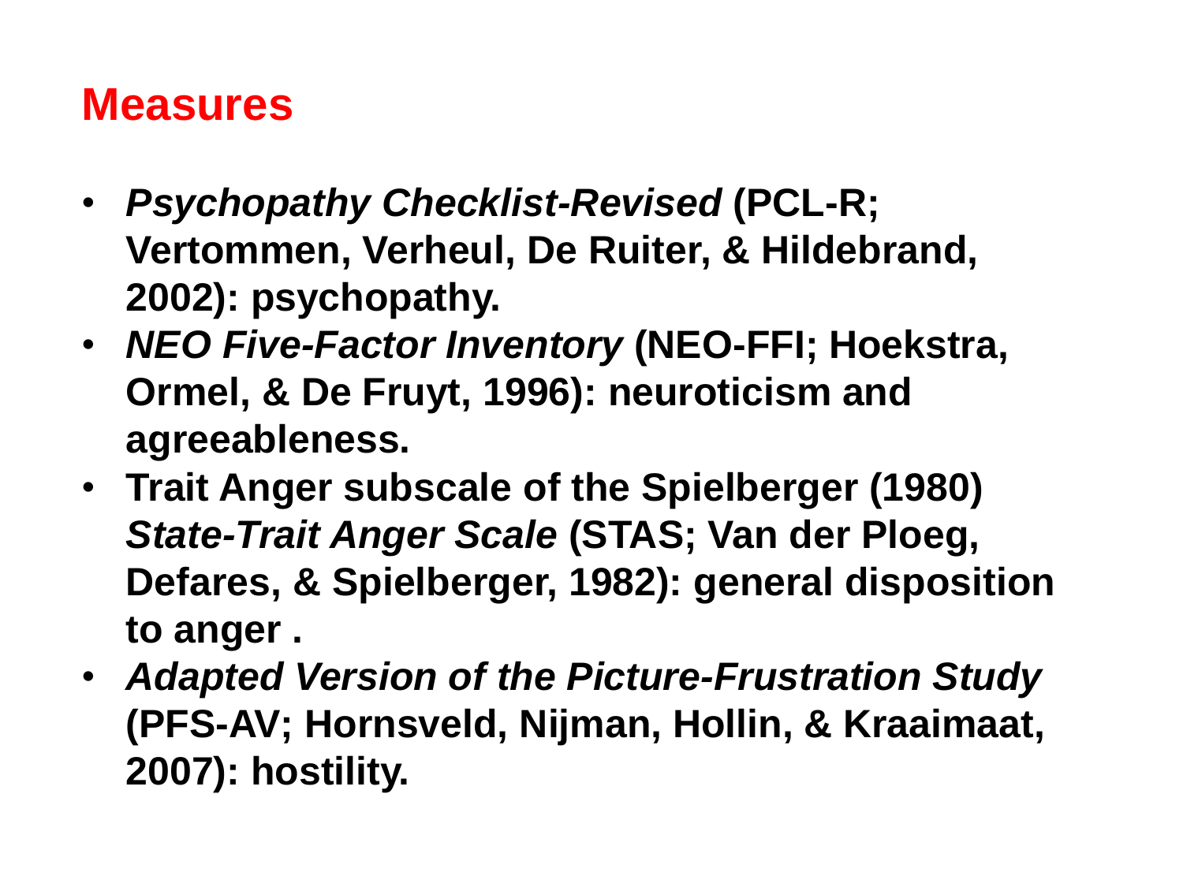# Measures

- ***Psychopathy Checklist-Revised*** **(PCL-R; Vertommen, Verheul, De Ruiter, & Hildebrand, 2002): psychopathy.**
- ***NEO Five-Factor Inventory*** **(NEO-FFI; Hoekstra, Ormel, & De Fruyt, 1996): neuroticism and agreeableness.**
- **Trait Anger subscale of the Spielberger (1980)** ***State-Trait Anger Scale*** **(STAS; Van der Ploeg, Defares, & Spielberger, 1982): general disposition to anger .**
- ***Adapted Version of the Picture-Frustration Study*** **(PFS-AV; Hornsveld, Nijman, Hollin, & Kraaimaat, 2007): hostility.**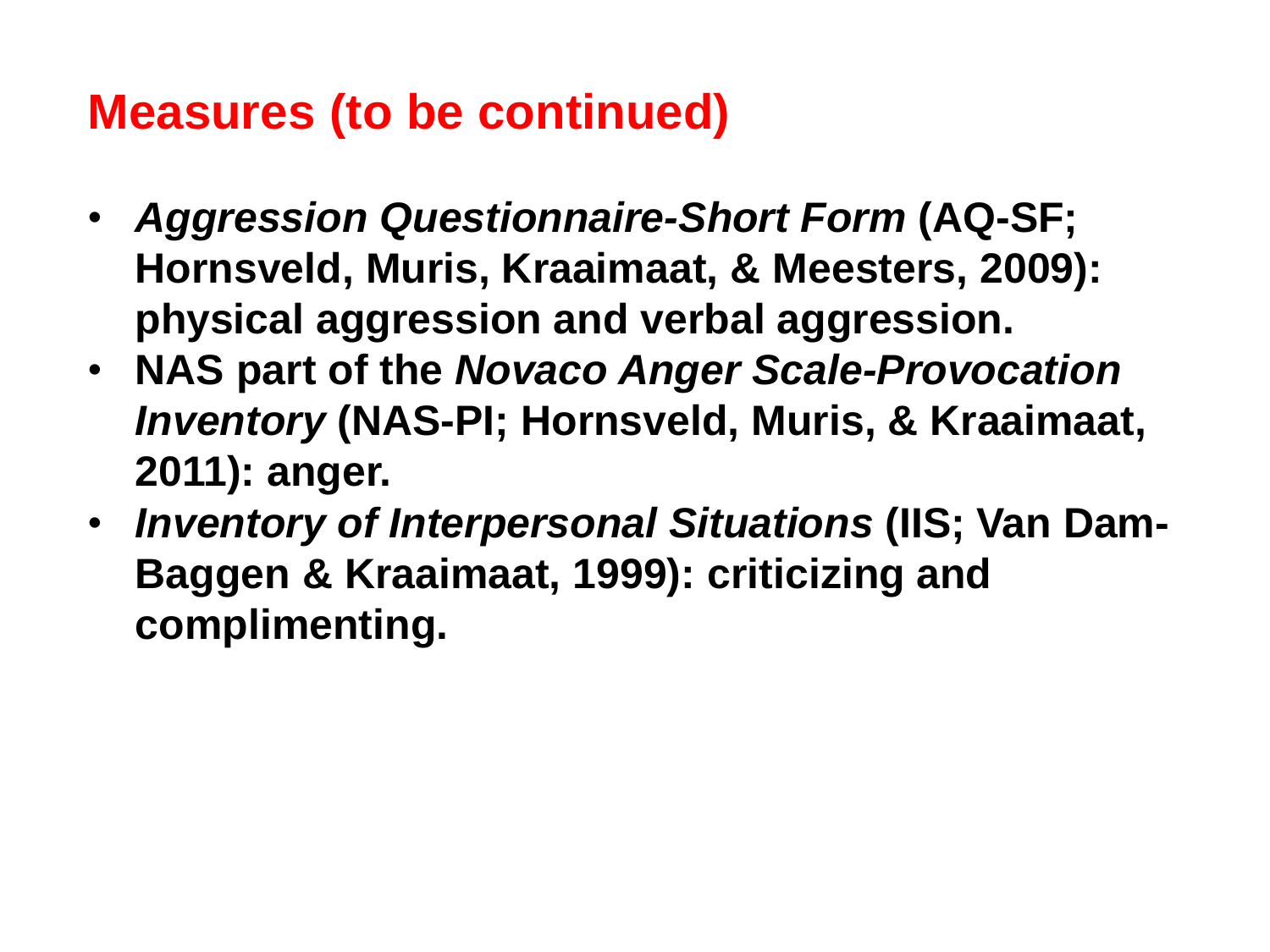## Measures (to be continued)

- ***Aggression Questionnaire-Short Form* (AQ-SF; Hornsveld, Muris, Kraaimaat, & Meesters, 2009): physical aggression and verbal aggression.**
- **NAS part of the *Novaco Anger Scale-Provocation Inventory* (NAS-PI; Hornsveld, Muris, & Kraaimaat, 2011): anger.**
- ***Inventory of Interpersonal Situations* (IIS; Van Dam-Baggen & Kraaimaat, 1999): criticizing and complimenting.**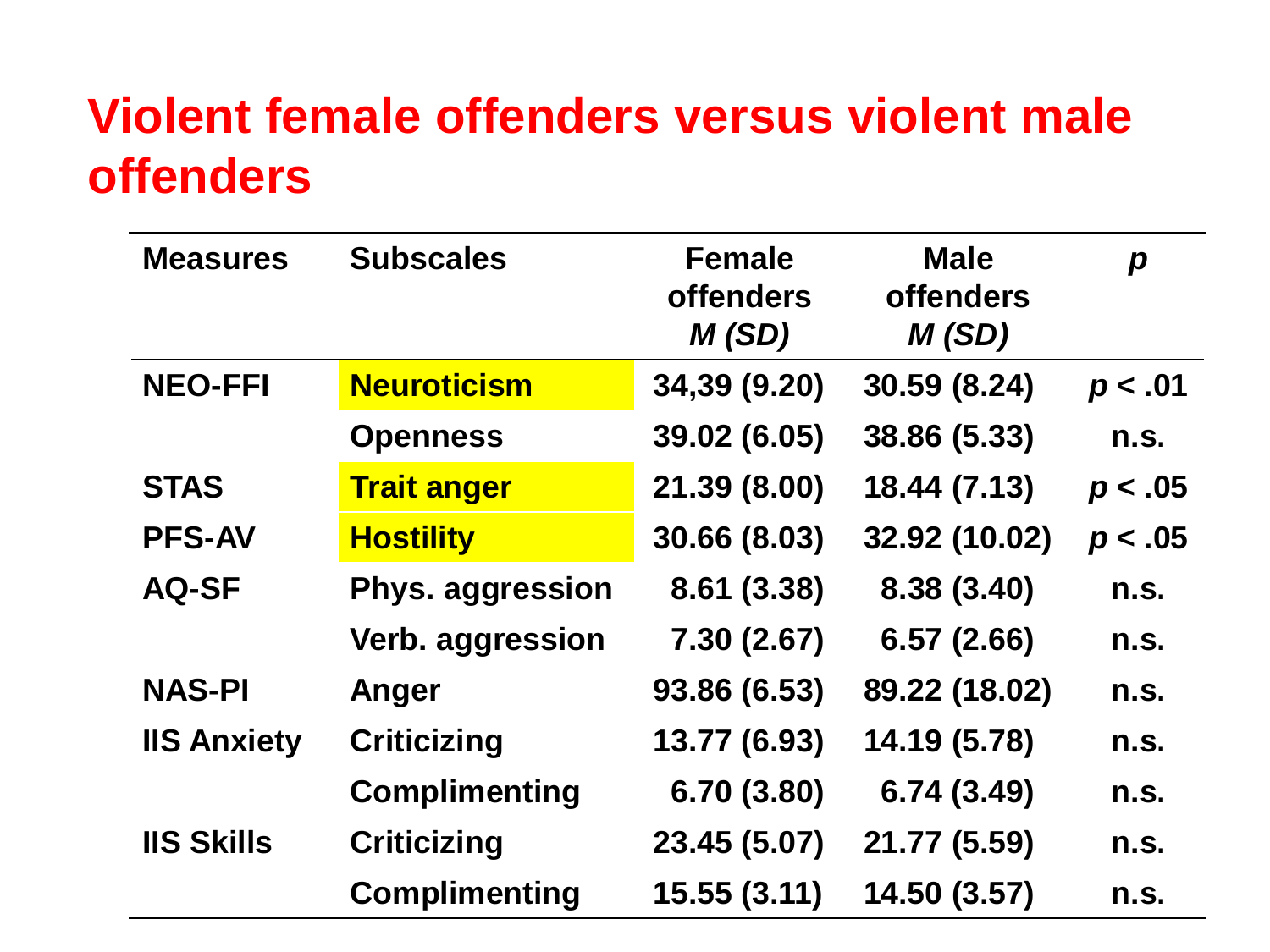# Violent female offenders versus violent male offenders

| Measures | Subscales | Female offenders *M (SD)* | Male offenders *M (SD)* | *p* |
|---|---|---|---|---|
| NEO-FFI | Neuroticism | 34,39 (9.20) | 30.59 (8.24) | $p < .01$ |
| | Openness | 39.02 (6.05) | 38.86 (5.33) | n.s. |
| STAS | Trait anger | 21.39 (8.00) | 18.44 (7.13) | $p < .05$ |
| PFS-AV | Hostility | 30.66 (8.03) | 32.92 (10.02) | $p < .05$ |
| AQ-SF | Phys. aggression | 8.61 (3.38) | 8.38 (3.40) | n.s. |
| | Verb. aggression | 7.30 (2.67) | 6.57 (2.66) | n.s. |
| NAS-PI | Anger | 93.86 (6.53) | 89.22 (18.02) | n.s. |
| IIS Anxiety | Criticizing | 13.77 (6.93) | 14.19 (5.78) | n.s. |
| | Complimenting | 6.70 (3.80) | 6.74 (3.49) | n.s. |
| IIS Skills | Criticizing | 23.45 (5.07) | 21.77 (5.59) | n.s. |
| | Complimenting | 15.55 (3.11) | 14.50 (3.57) | n.s. |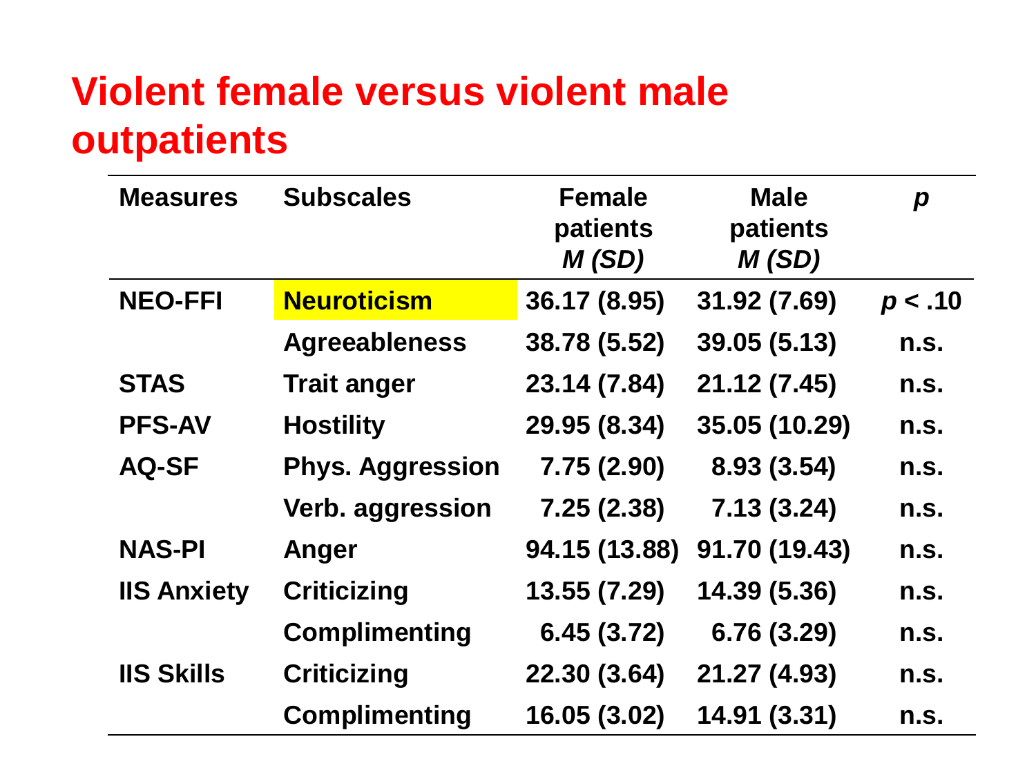# Violent female versus violent male outpatients

| Measures | Subscales | Female patients *M (SD)* | Male patients *M (SD)* | *p* |
|---|---|---|---|---|
| NEO-FFI | Neuroticism | 36.17 (8.95) | 31.92 (7.69) | $p < .10$ |
| | Agreeableness | 38.78 (5.52) | 39.05 (5.13) | n.s. |
| STAS | Trait anger | 23.14 (7.84) | 21.12 (7.45) | n.s. |
| PFS-AV | Hostility | 29.95 (8.34) | 35.05 (10.29) | n.s. |
| AQ-SF | Phys. Aggression | 7.75 (2.90) | 8.93 (3.54) | n.s. |
| | Verb. aggression | 7.25 (2.38) | 7.13 (3.24) | n.s. |
| NAS-PI | Anger | 94.15 (13.88) | 91.70 (19.43) | n.s. |
| IIS Anxiety | Criticizing | 13.55 (7.29) | 14.39 (5.36) | n.s. |
| | Complimenting | 6.45 (3.72) | 6.76 (3.29) | n.s. |
| IIS Skills | Criticizing | 22.30 (3.64) | 21.27 (4.93) | n.s. |
| | Complimenting | 16.05 (3.02) | 14.91 (3.31) | n.s. |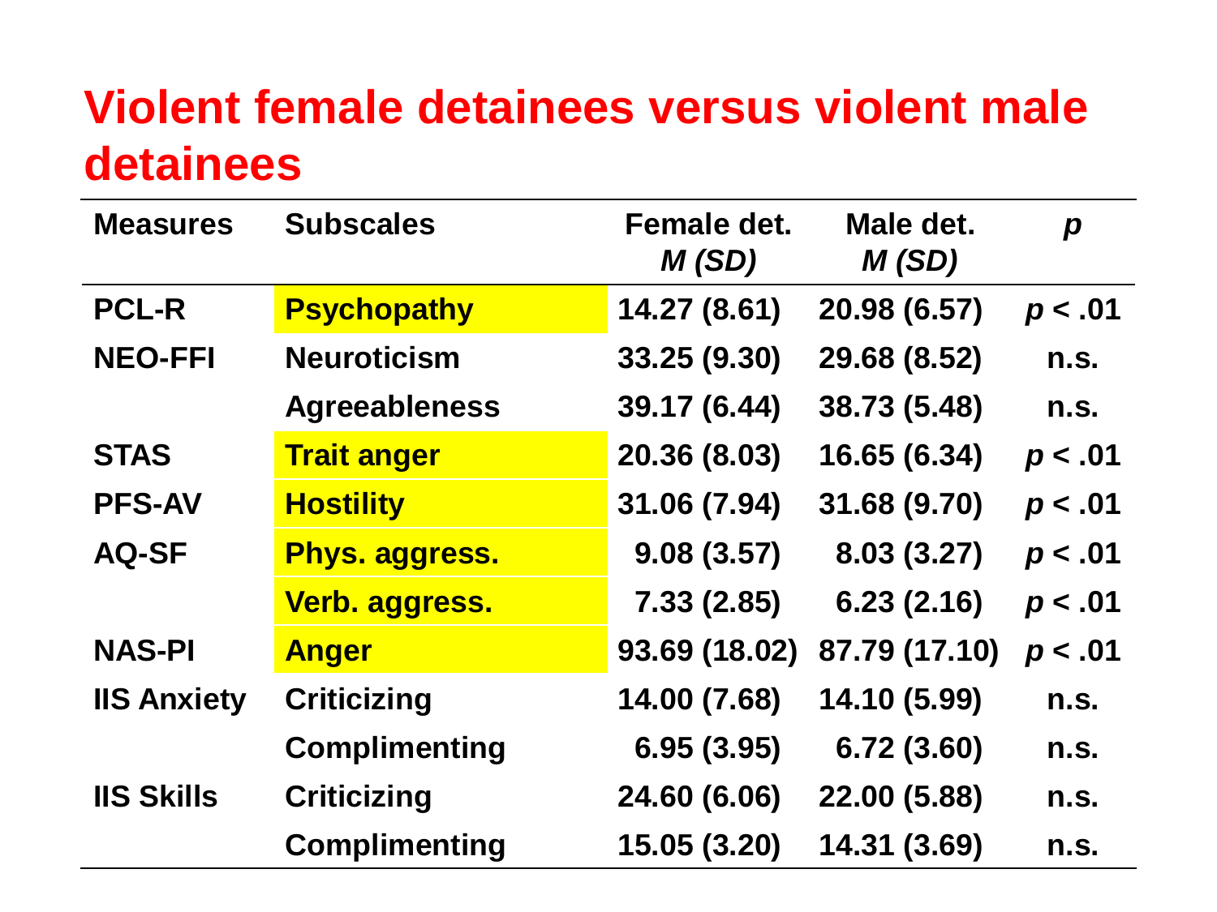# Violent female detainees versus violent male detainees

| Measures | Subscales | Female det. *M (SD)* | Male det. *M (SD)* | *p* |
|---|---|---|---|---|
| PCL-R | Psychopathy | 14.27 (8.61) | 20.98 (6.57) | $p < .01$ |
| NEO-FFI | Neuroticism | 33.25 (9.30) | 29.68 (8.52) | n.s. |
| | Agreeableness | 39.17 (6.44) | 38.73 (5.48) | n.s. |
| STAS | Trait anger | 20.36 (8.03) | 16.65 (6.34) | $p < .01$ |
| PFS-AV | Hostility | 31.06 (7.94) | 31.68 (9.70) | $p < .01$ |
| AQ-SF | Phys. aggress. | 9.08 (3.57) | 8.03 (3.27) | $p < .01$ |
| | Verb. aggress. | 7.33 (2.85) | 6.23 (2.16) | $p < .01$ |
| NAS-PI | Anger | 93.69 (18.02) | 87.79 (17.10) | $p < .01$ |
| IIS Anxiety | Criticizing | 14.00 (7.68) | 14.10 (5.99) | n.s. |
| | Complimenting | 6.95 (3.95) | 6.72 (3.60) | n.s. |
| IIS Skills | Criticizing | 24.60 (6.06) | 22.00 (5.88) | n.s. |
| | Complimenting | 15.05 (3.20) | 14.31 (3.69) | n.s. |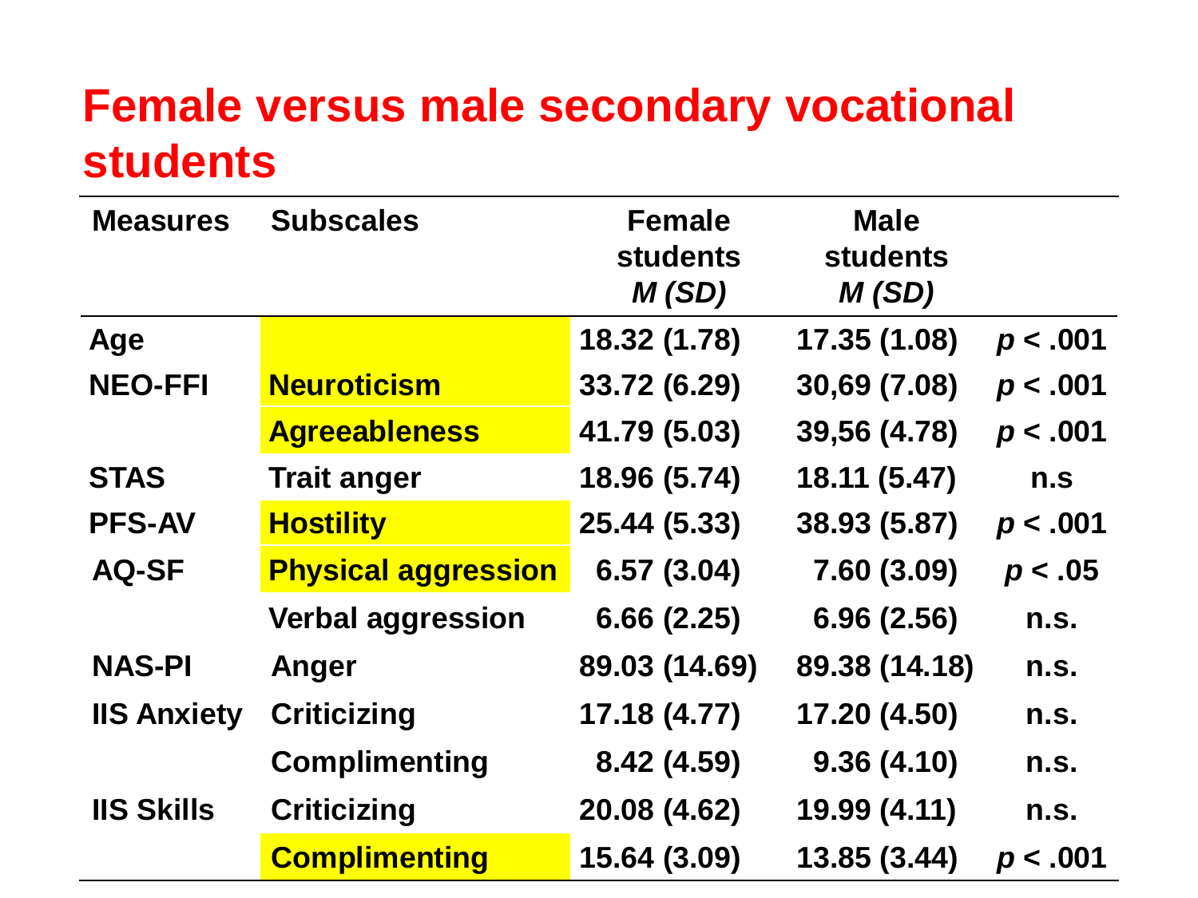# Female versus male secondary vocational students

| Measures | Subscales | Female students *M (SD)* | Male students *M (SD)* | |
|---|---|---|---|---|
| Age | | 18.32 (1.78) | 17.35 (1.08) | $p < .001$ |
| NEO-FFI | Neuroticism | 33.72 (6.29) | 30,69 (7.08) | $p < .001$ |
| | Agreeableness | 41.79 (5.03) | 39,56 (4.78) | $p < .001$ |
| STAS | Trait anger | 18.96 (5.74) | 18.11 (5.47) | n.s |
| PFS-AV | Hostility | 25.44 (5.33) | 38.93 (5.87) | $p < .001$ |
| AQ-SF | Physical aggression | 6.57 (3.04) | 7.60 (3.09) | $p < .05$ |
| | Verbal aggression | 6.66 (2.25) | 6.96 (2.56) | n.s. |
| NAS-PI | Anger | 89.03 (14.69) | 89.38 (14.18) | n.s. |
| IIS Anxiety | Criticizing | 17.18 (4.77) | 17.20 (4.50) | n.s. |
| | Complimenting | 8.42 (4.59) | 9.36 (4.10) | n.s. |
| IIS Skills | Criticizing | 20.08 (4.62) | 19.99 (4.11) | n.s. |
| | Complimenting | 15.64 (3.09) | 13.85 (3.44) | $p < .001$ |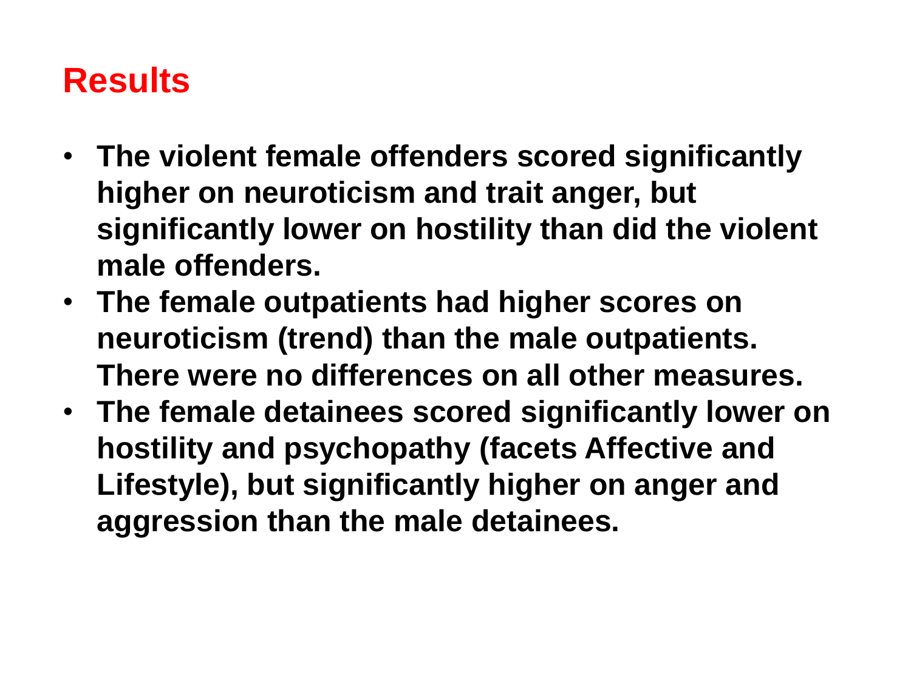## Results

- **The violent female offenders scored significantly higher on neuroticism and trait anger, but significantly lower on hostility than did the violent male offenders.**
- **The female outpatients had higher scores on neuroticism (trend) than the male outpatients. There were no differences on all other measures.**
- **The female detainees scored significantly lower on hostility and psychopathy (facets Affective and Lifestyle), but significantly higher on anger and aggression than the male detainees.**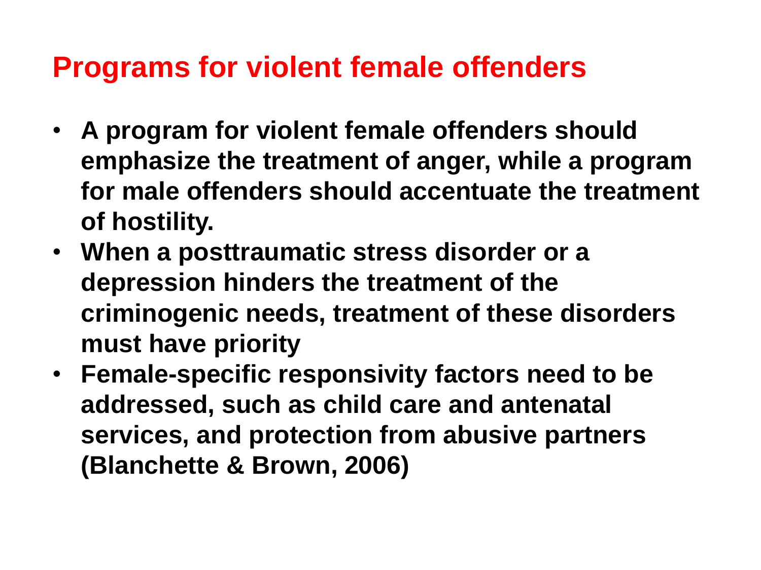# Programs for violent female offenders

- **A program for violent female offenders should emphasize the treatment of anger, while a program for male offenders should accentuate the treatment of hostility.**
- **When a posttraumatic stress disorder or a depression hinders the treatment of the criminogenic needs, treatment of these disorders must have priority**
- **Female-specific responsivity factors need to be addressed, such as child care and antenatal services, and protection from abusive partners (Blanchette & Brown, 2006)**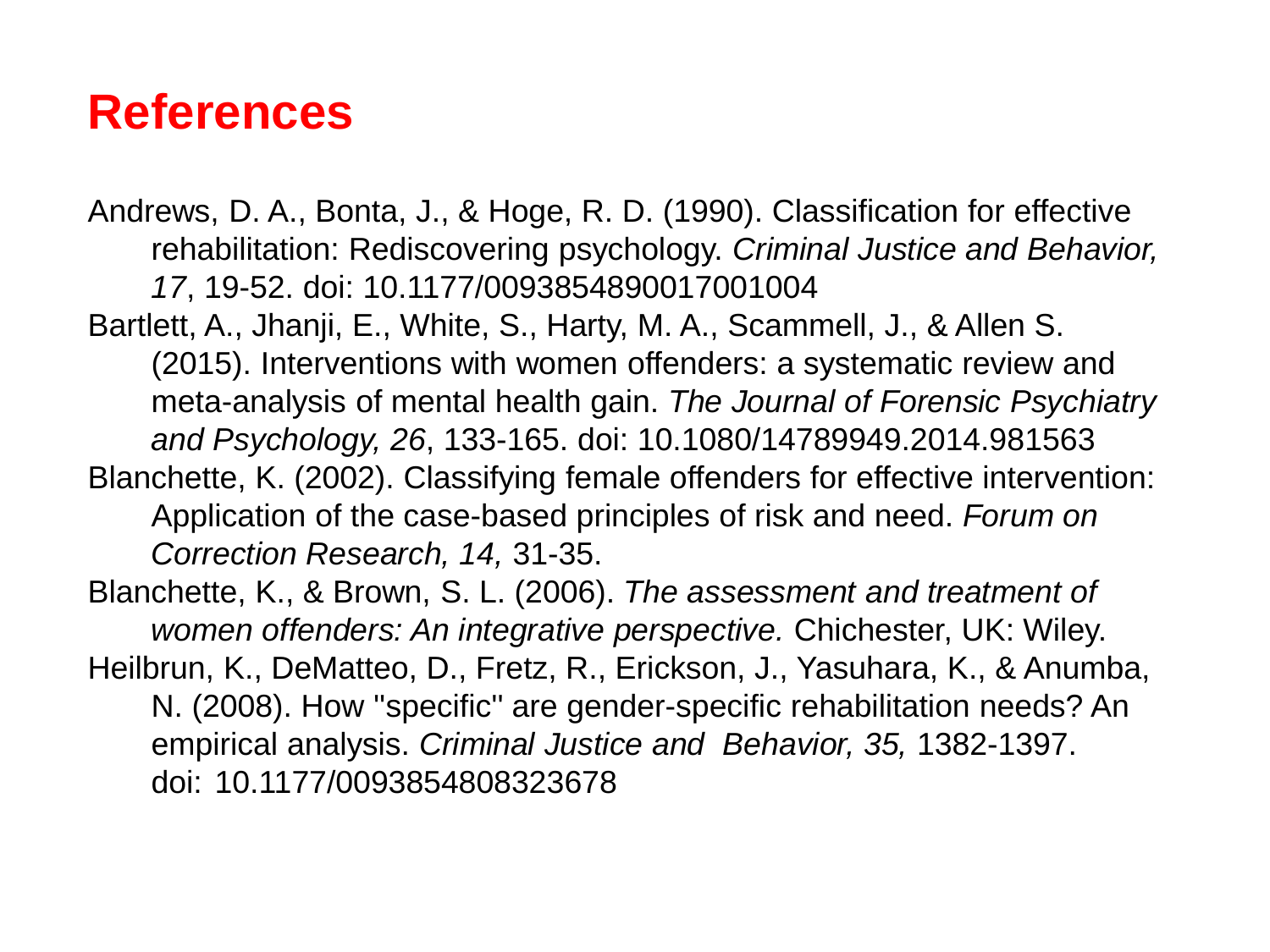# References

Andrews, D. A., Bonta, J., & Hoge, R. D. (1990). Classification for effective rehabilitation: Rediscovering psychology. *Criminal Justice and Behavior, 17*, 19-52. doi: 10.1177/0093854890017001004

Bartlett, A., Jhanji, E., White, S., Harty, M. A., Scammell, J., & Allen S. (2015). Interventions with women offenders: a systematic review and meta-analysis of mental health gain. *The Journal of Forensic Psychiatry and Psychology, 26*, 133-165. doi: 10.1080/14789949.2014.981563

Blanchette, K. (2002). Classifying female offenders for effective intervention: Application of the case-based principles of risk and need. *Forum on Correction Research, 14,* 31-35.

Blanchette, K., & Brown, S. L. (2006). *The assessment and treatment of women offenders: An integrative perspective.* Chichester, UK: Wiley.

Heilbrun, K., DeMatteo, D., Fretz, R., Erickson, J., Yasuhara, K., & Anumba, N. (2008). How "specific" are gender-specific rehabilitation needs? An empirical analysis. *Criminal Justice and Behavior, 35,* 1382-1397. doi: 10.1177/0093854808323678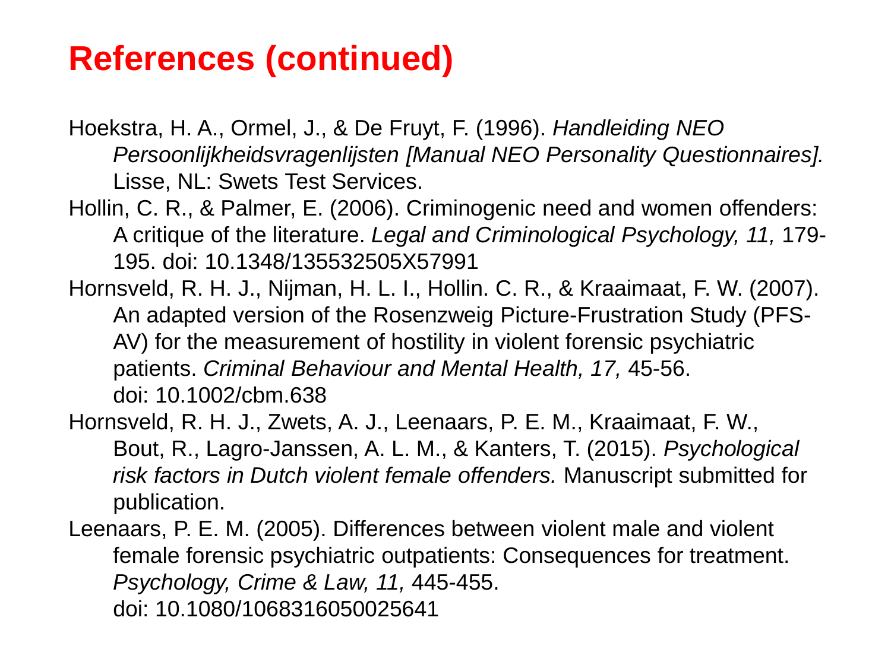# References (continued)

Hoekstra, H. A., Ormel, J., & De Fruyt, F. (1996). *Handleiding NEO Persoonlijkheidsvragenlijsten [Manual NEO Personality Questionnaires].* Lisse, NL: Swets Test Services.

Hollin, C. R., & Palmer, E. (2006). Criminogenic need and women offenders: A critique of the literature. *Legal and Criminological Psychology, 11,* 179-195. doi: 10.1348/135532505X57991

Hornsveld, R. H. J., Nijman, H. L. I., Hollin. C. R., & Kraaimaat, F. W. (2007). An adapted version of the Rosenzweig Picture-Frustration Study (PFS-AV) for the measurement of hostility in violent forensic psychiatric patients. *Criminal Behaviour and Mental Health, 17,* 45-56. doi: 10.1002/cbm.638

Hornsveld, R. H. J., Zwets, A. J., Leenaars, P. E. M., Kraaimaat, F. W., Bout, R., Lagro-Janssen, A. L. M., & Kanters, T. (2015). *Psychological risk factors in Dutch violent female offenders.* Manuscript submitted for publication.

Leenaars, P. E. M. (2005). Differences between violent male and violent female forensic psychiatric outpatients: Consequences for treatment. *Psychology, Crime & Law, 11,* 445-455. doi: 10.1080/1068316050025641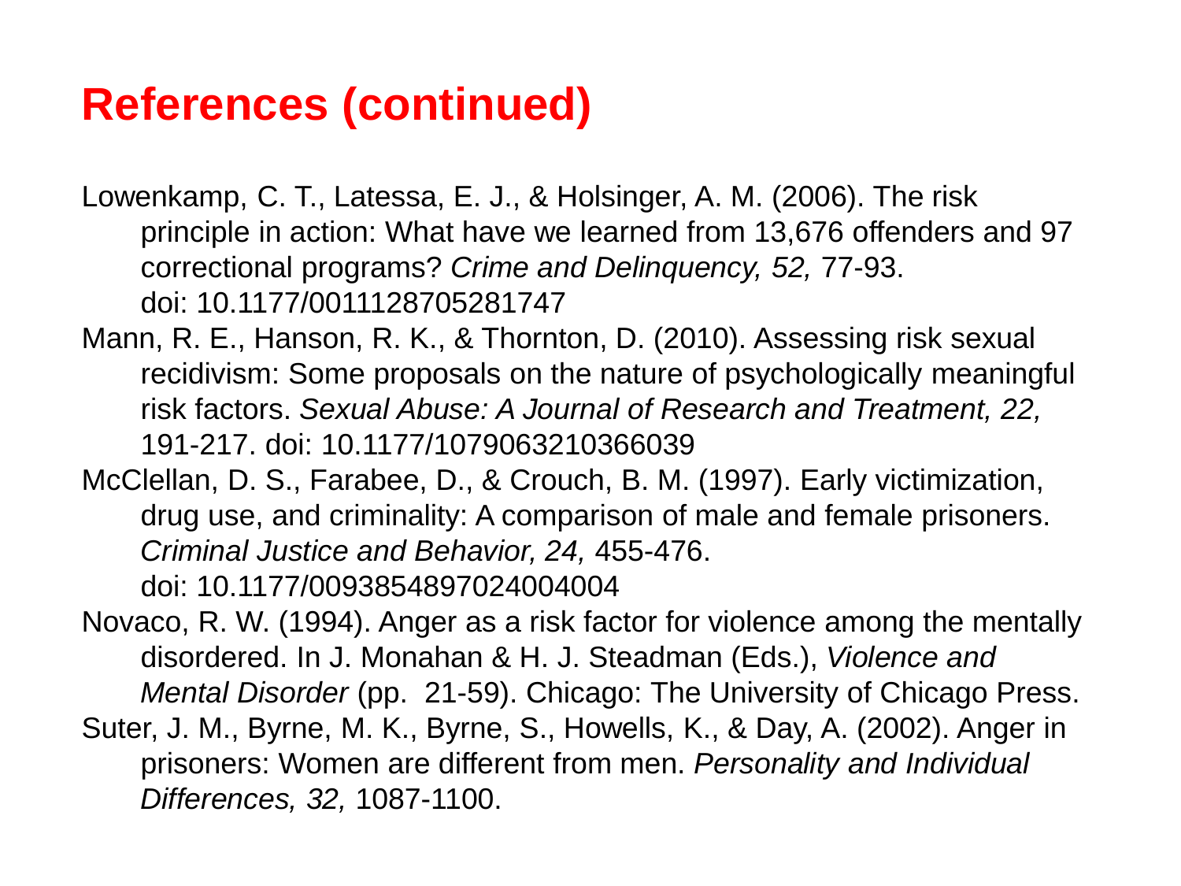# References (continued)

Lowenkamp, C. T., Latessa, E. J., & Holsinger, A. M. (2006). The risk principle in action: What have we learned from 13,676 offenders and 97 correctional programs? *Crime and Delinquency, 52,* 77-93. doi: 10.1177/0011128705281747

Mann, R. E., Hanson, R. K., & Thornton, D. (2010). Assessing risk sexual recidivism: Some proposals on the nature of psychologically meaningful risk factors. *Sexual Abuse: A Journal of Research and Treatment, 22,* 191-217. doi: 10.1177/1079063210366039

McClellan, D. S., Farabee, D., & Crouch, B. M. (1997). Early victimization, drug use, and criminality: A comparison of male and female prisoners. *Criminal Justice and Behavior, 24,* 455-476. doi: 10.1177/0093854897024004004

Novaco, R. W. (1994). Anger as a risk factor for violence among the mentally disordered. In J. Monahan & H. J. Steadman (Eds.), *Violence and Mental Disorder* (pp. 21-59). Chicago: The University of Chicago Press.

Suter, J. M., Byrne, M. K., Byrne, S., Howells, K., & Day, A. (2002). Anger in prisoners: Women are different from men. *Personality and Individual Differences, 32,* 1087-1100.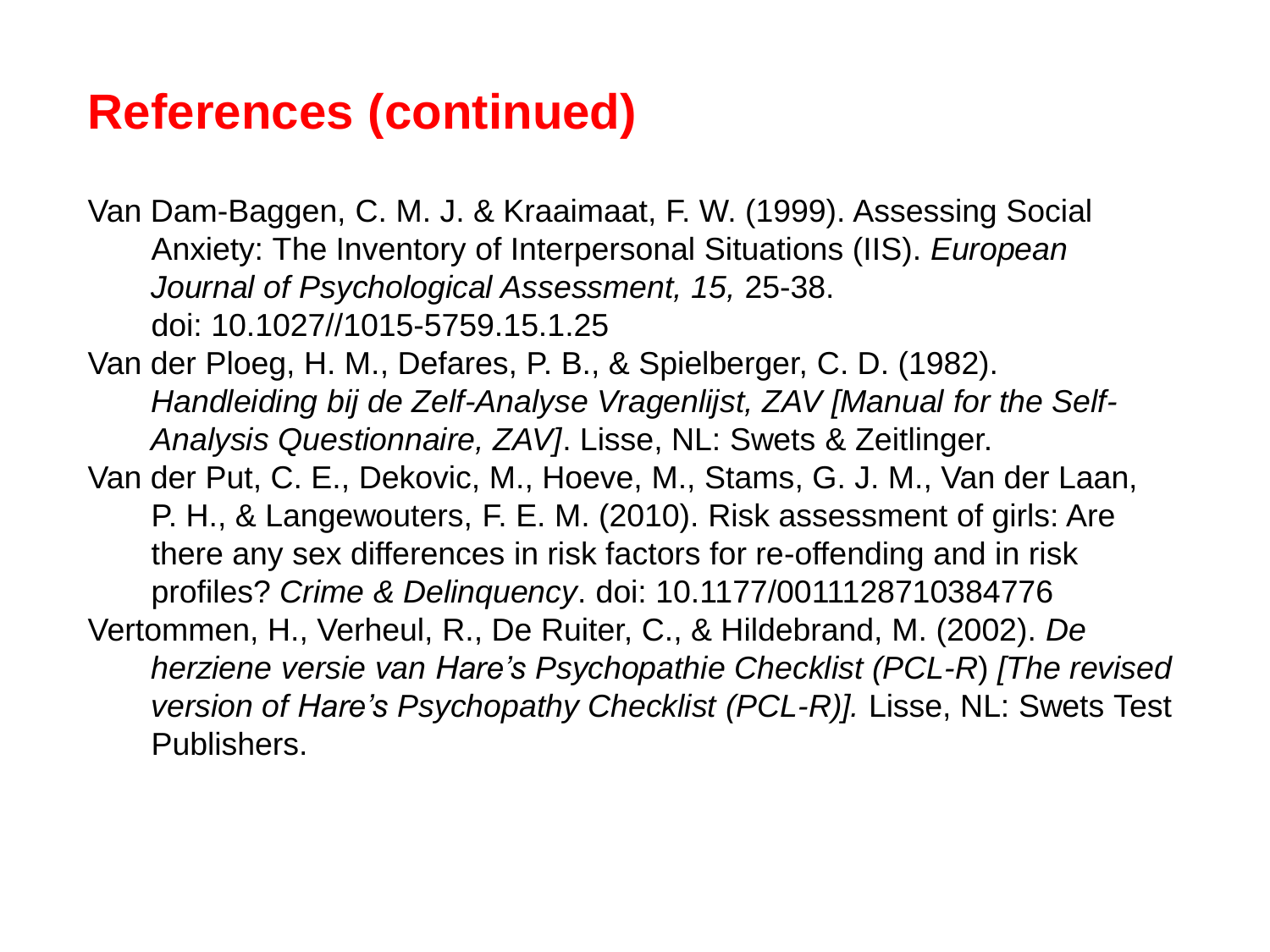# References (continued)

Van Dam-Baggen, C. M. J. & Kraaimaat, F. W. (1999). Assessing Social Anxiety: The Inventory of Interpersonal Situations (IIS). *European Journal of Psychological Assessment, 15,* 25-38. doi: 10.1027//1015-5759.15.1.25

Van der Ploeg, H. M., Defares, P. B., & Spielberger, C. D. (1982). *Handleiding bij de Zelf-Analyse Vragenlijst, ZAV [Manual for the Self-Analysis Questionnaire, ZAV]*. Lisse, NL: Swets & Zeitlinger.

Van der Put, C. E., Dekovic, M., Hoeve, M., Stams, G. J. M., Van der Laan, P. H., & Langewouters, F. E. M. (2010). Risk assessment of girls: Are there any sex differences in risk factors for re-offending and in risk profiles? *Crime & Delinquency*. doi: 10.1177/0011128710384776

Vertommen, H., Verheul, R., De Ruiter, C., & Hildebrand, M. (2002). *De herziene versie van Hare's Psychopathie Checklist (PCL-R) [The revised version of Hare's Psychopathy Checklist (PCL-R)].* Lisse, NL: Swets Test Publishers.